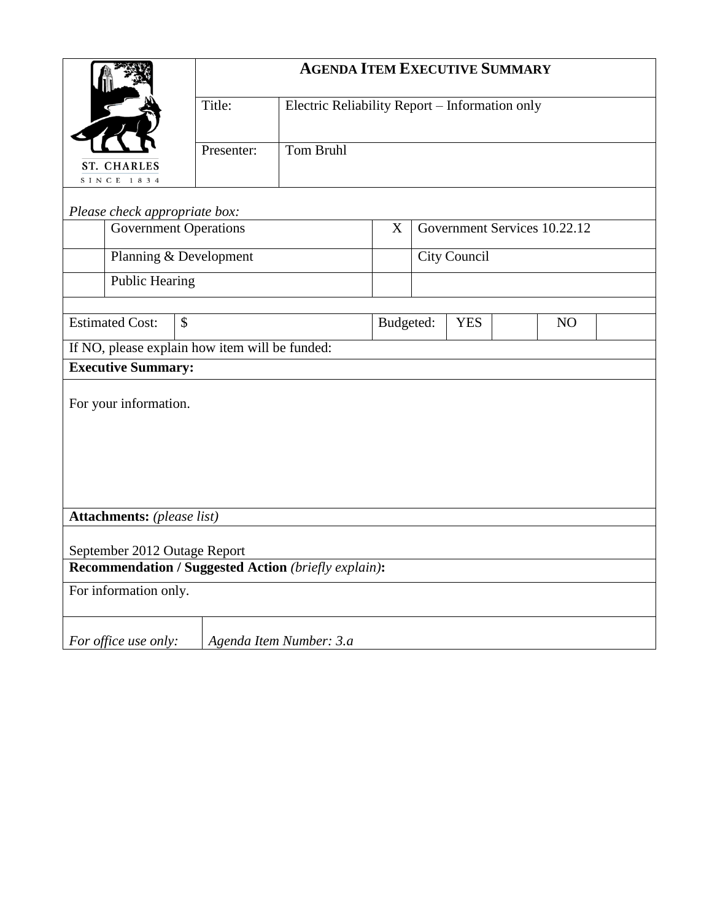ST. CHARLES
SINCE 1834

# AGENDA ITEM EXECUTIVE SUMMARY

| | |
|---|---|
| Title: | Electric Reliability Report – Information only |
| Presenter: | Tom Bruhl |

*Please check appropriate box:*

| | | | |
|---|---|---|---|
| | Government Operations | X | Government Services 10.22.12 |
| | Planning & Development | | City Council |
| | Public Hearing | | |

| Estimated Cost: | $ | Budgeted: | YES | | NO | |
|---|---|---|---|---|---|---|

If NO, please explain how item will be funded:

**Executive Summary:**

For your information.

**Attachments:** *(please list)*

September 2012 Outage Report

**Recommendation / Suggested Action** *(briefly explain)***:**

For information only.

| *For office use only:* | *Agenda Item Number: 3.a* |
|---|---|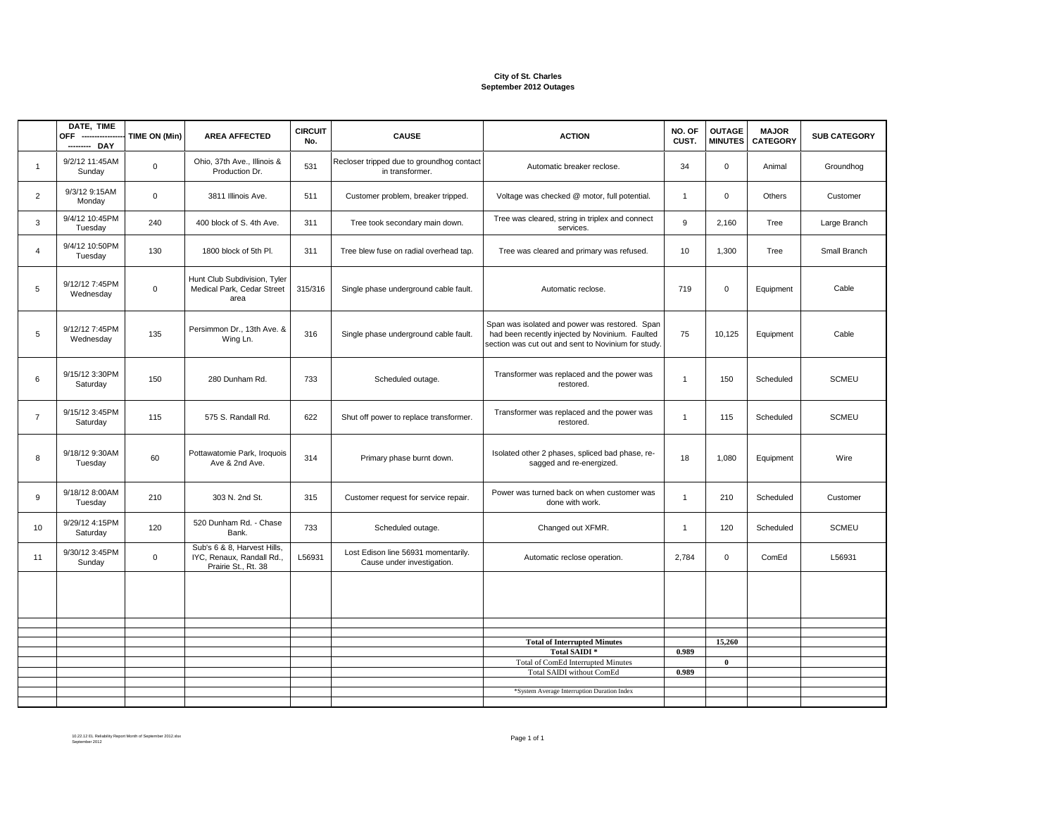**City of St. Charles**
**September 2012 Outages**

| | DATE, TIME OFF ------------------ DAY | TIME ON (Min) | AREA AFFECTED | CIRCUIT No. | CAUSE | ACTION | NO. OF CUST. | OUTAGE MINUTES | MAJOR CATEGORY | SUB CATEGORY |
|---|---|---|---|---|---|---|---|---|---|---|
| 1 | 9/2/12 11:45AM Sunday | 0 | Ohio, 37th Ave., Illinois & Production Dr. | 531 | Recloser tripped due to groundhog contact in transformer. | Automatic breaker reclose. | 34 | 0 | Animal | Groundhog |
| 2 | 9/3/12 9:15AM Monday | 0 | 3811 Illinois Ave. | 511 | Customer problem, breaker tripped. | Voltage was checked @ motor, full potential. | 1 | 0 | Others | Customer |
| 3 | 9/4/12 10:45PM Tuesday | 240 | 400 block of S. 4th Ave. | 311 | Tree took secondary main down. | Tree was cleared, string in triplex and connect services. | 9 | 2,160 | Tree | Large Branch |
| 4 | 9/4/12 10:50PM Tuesday | 130 | 1800 block of 5th Pl. | 311 | Tree blew fuse on radial overhead tap. | Tree was cleared and primary was refused. | 10 | 1,300 | Tree | Small Branch |
| 5 | 9/12/12 7:45PM Wednesday | 0 | Hunt Club Subdivision, Tyler Medical Park, Cedar Street area | 315/316 | Single phase underground cable fault. | Automatic reclose. | 719 | 0 | Equipment | Cable |
| 5 | 9/12/12 7:45PM Wednesday | 135 | Persimmon Dr., 13th Ave. & Wing Ln. | 316 | Single phase underground cable fault. | Span was isolated and power was restored. Span had been recently injected by Novinium. Faulted section was cut out and sent to Novinium for study. | 75 | 10,125 | Equipment | Cable |
| 6 | 9/15/12 3:30PM Saturday | 150 | 280 Dunham Rd. | 733 | Scheduled outage. | Transformer was replaced and the power was restored. | 1 | 150 | Scheduled | SCMEU |
| 7 | 9/15/12 3:45PM Saturday | 115 | 575 S. Randall Rd. | 622 | Shut off power to replace transformer. | Transformer was replaced and the power was restored. | 1 | 115 | Scheduled | SCMEU |
| 8 | 9/18/12 9:30AM Tuesday | 60 | Pottawatomie Park, Iroquois Ave & 2nd Ave. | 314 | Primary phase burnt down. | Isolated other 2 phases, spliced bad phase, re-sagged and re-energized. | 18 | 1,080 | Equipment | Wire |
| 9 | 9/18/12 8:00AM Tuesday | 210 | 303 N. 2nd St. | 315 | Customer request for service repair. | Power was turned back on when customer was done with work. | 1 | 210 | Scheduled | Customer |
| 10 | 9/29/12 4:15PM Saturday | 120 | 520 Dunham Rd. - Chase Bank. | 733 | Scheduled outage. | Changed out XFMR. | 1 | 120 | Scheduled | SCMEU |
| 11 | 9/30/12 3:45PM Sunday | 0 | Sub's 6 & 8, Harvest Hills, IYC, Renaux, Randall Rd., Prairie St., Rt. 38 | L56931 | Lost Edison line 56931 momentarily. Cause under investigation. | Automatic reclose operation. | 2,784 | 0 | ComEd | L56931 |
| | | | | | | | | | | |
| | | | | | | **Total of Interrupted Minutes** | | **15,260** | | |
| | | | | | | **Total SAIDI *** | **0.989** | | | |
| | | | | | | Total of ComEd Interrupted Minutes | | **0** | | |
| | | | | | | Total SAIDI without ComEd | **0.989** | | | |
| | | | | | | *System Average Interruption Duration Index | | | | |

10.22.12 EL Reliability Report Month of September 2012.xlsx
September 2012